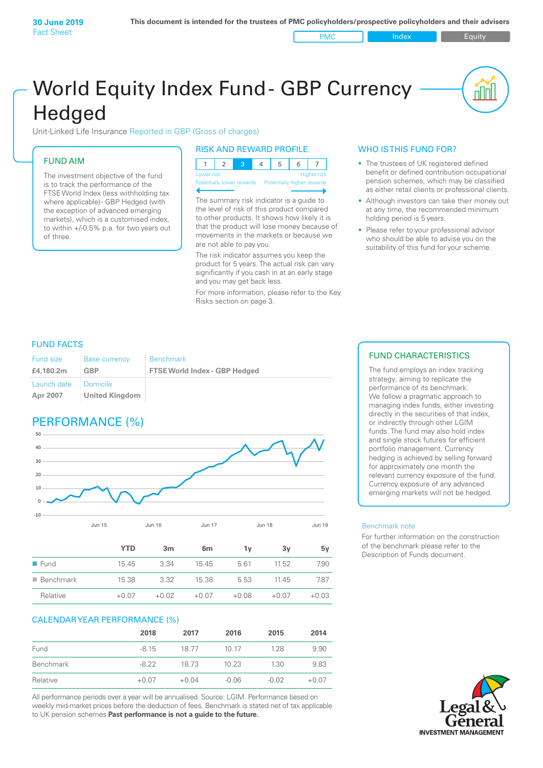**30 June 2019**
Fact Sheet

**This document is intended for the trustees of PMC policyholders/prospective policyholders and their advisers**

PMC | Index | Equity

# World Equity Index Fund - GBP Currency Hedged

Unit-Linked Life Insurance Reported in GBP (Gross of charges)

## FUND AIM

The investment objective of the fund is to track the performance of the FTSE World Index (less withholding tax where applicable)- GBP Hedged (with the exception of advanced emerging markets), which is a customised index, to within +/-0.5% p.a. for two years out of three.

## RISK AND REWARD PROFILE

| 1 | 2 | 3 | 4 | 5 | 6 | 7 |
|---|---|---|---|---|---|---|

Lower risk — Higher risk
Potentially lower rewards — Potentially higher rewards

The summary risk indicator is a guide to the level of risk of this product compared to other products. It shows how likely it is that the product will lose money because of movements in the markets or because we are not able to pay you.

The risk indicator assumes you keep the product for 5 years. The actual risk can vary significantly if you cash in at an early stage and you may get back less.

For more information, please refer to the Key Risks section on page 3.

## WHO IS THIS FUND FOR?

- The trustees of UK registered defined benefit or defined contribution occupational pension schemes, which may be classified as either retail clients or professional clients.
- Although investors can take their money out at any time, the recommended minimum holding period is 5 years.
- Please refer to your professional advisor who should be able to advise you on the suitability of this fund for your scheme.

## FUND FACTS

| Fund size | Base currency | Benchmark |
|---|---|---|
| **£4,180.2m** | **GBP** | **FTSE World Index - GBP Hedged** |
| Launch date | Domicile | |
| **Apr 2007** | **United Kingdom** | |

## FUND CHARACTERISTICS

The fund employs an index tracking strategy, aiming to replicate the performance of its benchmark.
We follow a pragmatic approach to managing index funds, either investing directly in the securities of that index, or indirectly through other LGIM funds. The fund may also hold index and single stock futures for efficient portfolio management. Currency hedging is achieved by selling forward for approximately one month the relevant currency exposure of the fund. Currency exposure of any advanced emerging markets will not be hedged.

## PERFORMANCE (%)

| | YTD | 3m | 6m | 1y | 3y | 5y |
|---|---|---|---|---|---|---|
| Fund | 15.45 | 3.34 | 15.45 | 5.61 | 11.52 | 7.90 |
| Benchmark | 15.38 | 3.32 | 15.38 | 5.53 | 11.45 | 7.87 |
| Relative | +0.07 | +0.02 | +0.07 | +0.08 | +0.07 | +0.03 |

## CALENDAR YEAR PERFORMANCE (%)

| | 2018 | 2017 | 2016 | 2015 | 2014 |
|---|---|---|---|---|---|
| Fund | -8.15 | 18.77 | 10.17 | 1.28 | 9.90 |
| Benchmark | -8.22 | 18.73 | 10.23 | 1.30 | 9.83 |
| Relative | +0.07 | +0.04 | -0.06 | -0.02 | +0.07 |

All performance periods over a year will be annualised. Source: LGIM. Performance based on weekly mid-market prices before the deduction of fees. Benchmark is stated net of tax applicable to UK pension schemes **Past performance is not a guide to the future.**

Benchmark note

For further information on the construction of the benchmark please refer to the Description of Funds document.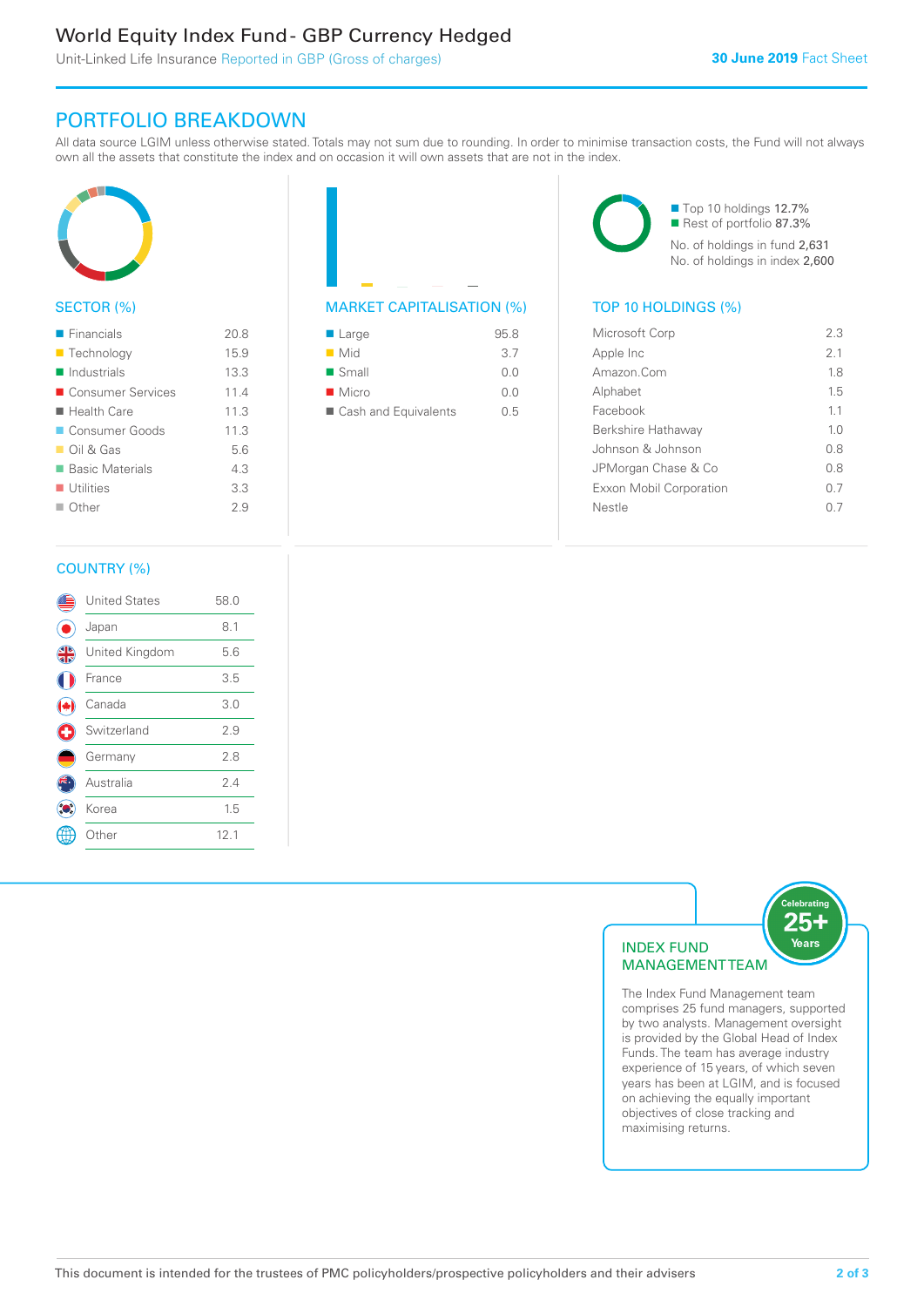# World Equity Index Fund - GBP Currency Hedged

Unit-Linked Life Insurance Reported in GBP (Gross of charges)

**30 June 2019** Fact Sheet

## PORTFOLIO BREAKDOWN

All data source LGIM unless otherwise stated. Totals may not sum due to rounding. In order to minimise transaction costs, the Fund will not always own all the assets that constitute the index and on occasion it will own assets that are not in the index.

### SECTOR (%)

| Sector | % |
|---|---|
| Financials | 20.8 |
| Technology | 15.9 |
| Industrials | 13.3 |
| Consumer Services | 11.4 |
| Health Care | 11.3 |
| Consumer Goods | 11.3 |
| Oil & Gas | 5.6 |
| Basic Materials | 4.3 |
| Utilities | 3.3 |
| Other | 2.9 |

### MARKET CAPITALISATION (%)

| Market Capitalisation | % |
|---|---|
| Large | 95.8 |
| Mid | 3.7 |
| Small | 0.0 |
| Micro | 0.0 |
| Cash and Equivalents | 0.5 |

Top 10 holdings 12.7%
Rest of portfolio 87.3%
No. of holdings in fund 2,631
No. of holdings in index 2,600

### TOP 10 HOLDINGS (%)

| Holding | % |
|---|---|
| Microsoft Corp | 2.3 |
| Apple Inc | 2.1 |
| Amazon.Com | 1.8 |
| Alphabet | 1.5 |
| Facebook | 1.1 |
| Berkshire Hathaway | 1.0 |
| Johnson & Johnson | 0.8 |
| JPMorgan Chase & Co | 0.8 |
| Exxon Mobil Corporation | 0.7 |
| Nestle | 0.7 |

### COUNTRY (%)

| Country | % |
|---|---|
| United States | 58.0 |
| Japan | 8.1 |
| United Kingdom | 5.6 |
| France | 3.5 |
| Canada | 3.0 |
| Switzerland | 2.9 |
| Germany | 2.8 |
| Australia | 2.4 |
| Korea | 1.5 |
| Other | 12.1 |

### INDEX FUND MANAGEMENT TEAM

Celebrating 25+ Years

The Index Fund Management team comprises 25 fund managers, supported by two analysts. Management oversight is provided by the Global Head of Index Funds. The team has average industry experience of 15 years, of which seven years has been at LGIM, and is focused on achieving the equally important objectives of close tracking and maximising returns.

This document is intended for the trustees of PMC policyholders/prospective policyholders and their advisers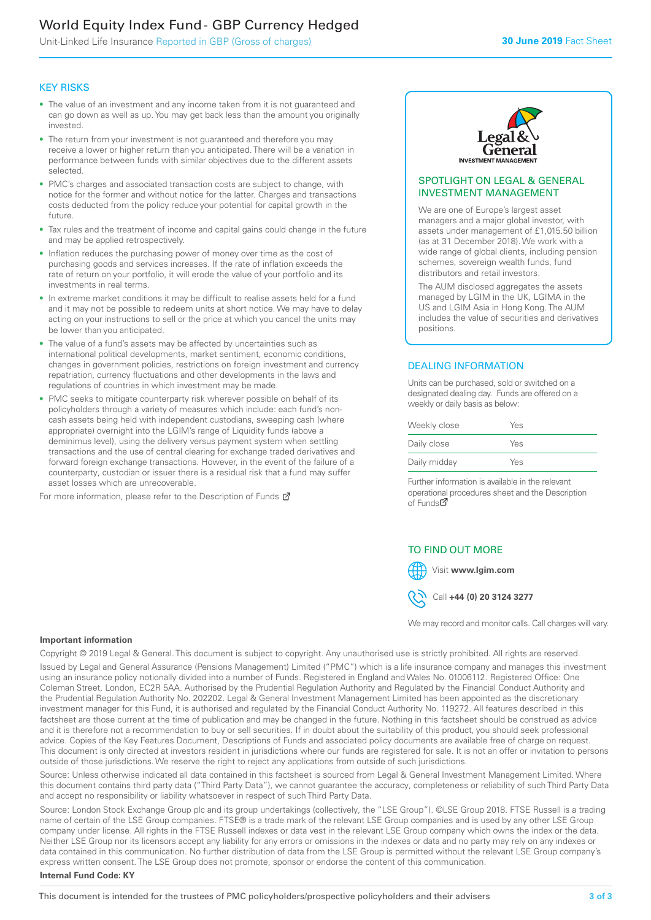## KEY RISKS

- The value of an investment and any income taken from it is not guaranteed and can go down as well as up. You may get back less than the amount you originally invested.
- The return from your investment is not guaranteed and therefore you may receive a lower or higher return than you anticipated. There will be a variation in performance between funds with similar objectives due to the different assets selected.
- PMC's charges and associated transaction costs are subject to change, with notice for the former and without notice for the latter. Charges and transactions costs deducted from the policy reduce your potential for capital growth in the future.
- Tax rules and the treatment of income and capital gains could change in the future and may be applied retrospectively.
- Inflation reduces the purchasing power of money over time as the cost of purchasing goods and services increases. If the rate of inflation exceeds the rate of return on your portfolio, it will erode the value of your portfolio and its investments in real terms.
- In extreme market conditions it may be difficult to realise assets held for a fund and it may not be possible to redeem units at short notice. We may have to delay acting on your instructions to sell or the price at which you cancel the units may be lower than you anticipated.
- The value of a fund's assets may be affected by uncertainties such as international political developments, market sentiment, economic conditions, changes in government policies, restrictions on foreign investment and currency repatriation, currency fluctuations and other developments in the laws and regulations of countries in which investment may be made.
- PMC seeks to mitigate counterparty risk wherever possible on behalf of its policyholders through a variety of measures which include: each fund's non-cash assets being held with independent custodians, sweeping cash (where appropriate) overnight into the LGIM's range of Liquidity funds (above a deminimus level), using the delivery versus payment system when settling transactions and the use of central clearing for exchange traded derivatives and forward foreign exchange transactions. However, in the event of the failure of a counterparty, custodian or issuer there is a residual risk that a fund may suffer asset losses which are unrecoverable.

For more information, please refer to the Description of Funds

## SPOTLIGHT ON LEGAL & GENERAL INVESTMENT MANAGEMENT

We are one of Europe's largest asset managers and a major global investor, with assets under management of £1,015.50 billion (as at 31 December 2018). We work with a wide range of global clients, including pension schemes, sovereign wealth funds, fund distributors and retail investors.

The AUM disclosed aggregates the assets managed by LGIM in the UK, LGIMA in the US and LGIM Asia in Hong Kong. The AUM includes the value of securities and derivatives positions.

## DEALING INFORMATION

Units can be purchased, sold or switched on a designated dealing day. Funds are offered on a weekly or daily basis as below:

| | |
|---|---|
| Weekly close | Yes |
| Daily close | Yes |
| Daily midday | Yes |

Further information is available in the relevant operational procedures sheet and the Description of Funds

## TO FIND OUT MORE

Visit **www.lgim.com**

Call **+44 (0) 20 3124 3277**

We may record and monitor calls. Call charges will vary.

**Important information**

Copyright © 2019 Legal & General. This document is subject to copyright. Any unauthorised use is strictly prohibited. All rights are reserved.

Issued by Legal and General Assurance (Pensions Management) Limited ("PMC") which is a life insurance company and manages this investment using an insurance policy notionally divided into a number of Funds. Registered in England and Wales No. 01006112. Registered Office: One Coleman Street, London, EC2R 5AA. Authorised by the Prudential Regulation Authority and Regulated by the Financial Conduct Authority and the Prudential Regulation Authority No. 202202. Legal & General Investment Management Limited has been appointed as the discretionary investment manager for this Fund, it is authorised and regulated by the Financial Conduct Authority No. 119272. All features described in this factsheet are those current at the time of publication and may be changed in the future. Nothing in this factsheet should be construed as advice and it is therefore not a recommendation to buy or sell securities. If in doubt about the suitability of this product, you should seek professional advice. Copies of the Key Features Document, Descriptions of Funds and associated policy documents are available free of charge on request. This document is only directed at investors resident in jurisdictions where our funds are registered for sale. It is not an offer or invitation to persons outside of those jurisdictions. We reserve the right to reject any applications from outside of such jurisdictions.

Source: Unless otherwise indicated all data contained in this factsheet is sourced from Legal & General Investment Management Limited. Where this document contains third party data ("Third Party Data"), we cannot guarantee the accuracy, completeness or reliability of such Third Party Data and accept no responsibility or liability whatsoever in respect of such Third Party Data.

Source: London Stock Exchange Group plc and its group undertakings (collectively, the "LSE Group"). ©LSE Group 2018. FTSE Russell is a trading name of certain of the LSE Group companies. FTSE® is a trade mark of the relevant LSE Group companies and is used by any other LSE Group company under license. All rights in the FTSE Russell indexes or data vest in the relevant LSE Group company which owns the index or the data. Neither LSE Group nor its licensors accept any liability for any errors or omissions in the indexes or data and no party may rely on any indexes or data contained in this communication. No further distribution of data from the LSE Group is permitted without the relevant LSE Group company's express written consent. The LSE Group does not promote, sponsor or endorse the content of this communication.

**Internal Fund Code: KY**

This document is intended for the trustees of PMC policyholders/prospective policyholders and their advisers